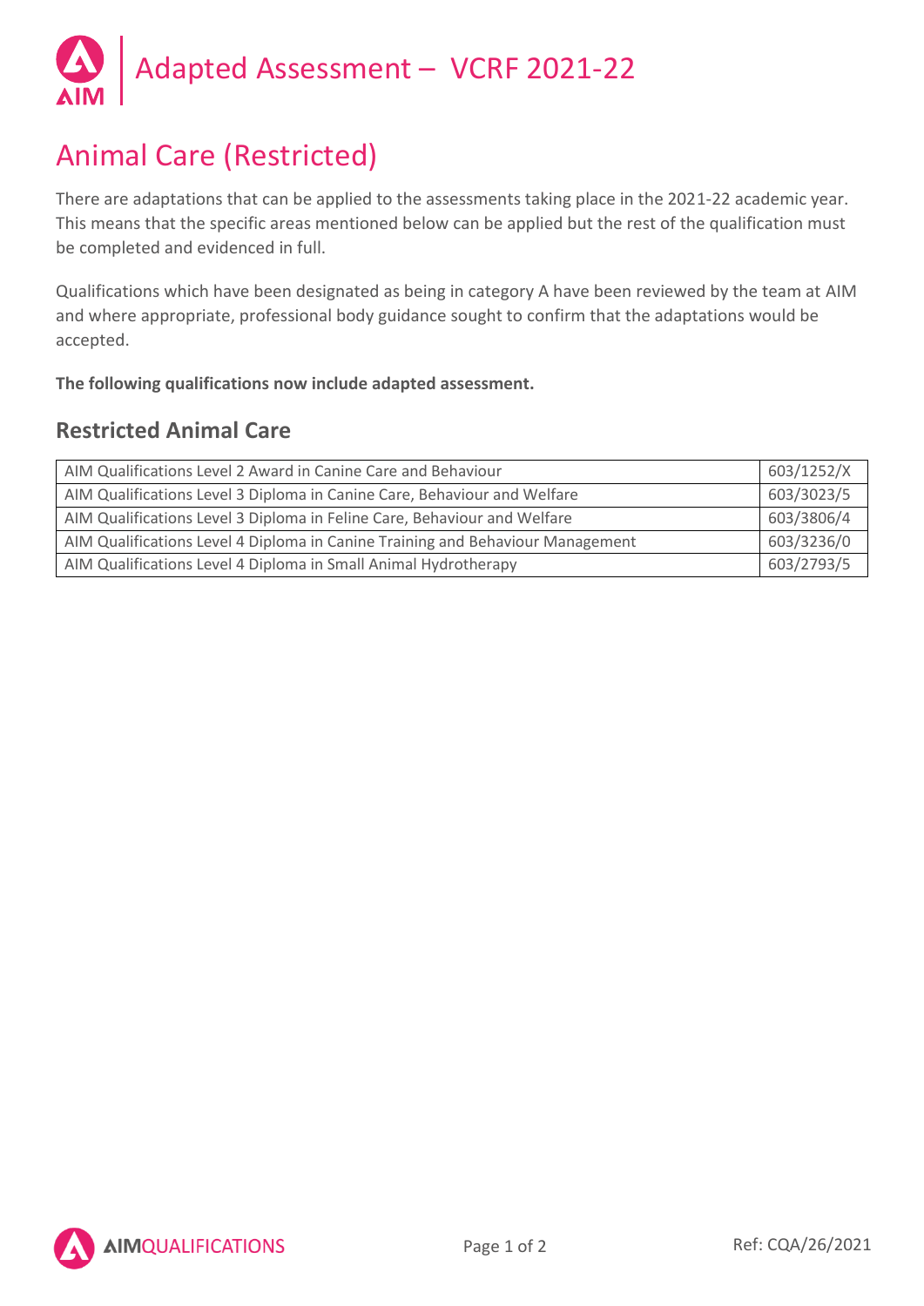# Adapted Assessment – VCRF 2021-22

## Animal Care (Restricted)

There are adaptations that can be applied to the assessments taking place in the 2021-22 academic year. This means that the specific areas mentioned below can be applied but the rest of the qualification must be completed and evidenced in full.

Qualifications which have been designated as being in category A have been reviewed by the team at AIM and where appropriate, professional body guidance sought to confirm that the adaptations would be accepted.

**The following qualifications now include adapted assessment.**

### Restricted Animal Care

| | |
|---|---|
| AIM Qualifications Level 2 Award in Canine Care and Behaviour | 603/1252/X |
| AIM Qualifications Level 3 Diploma in Canine Care, Behaviour and Welfare | 603/3023/5 |
| AIM Qualifications Level 3 Diploma in Feline Care, Behaviour and Welfare | 603/3806/4 |
| AIM Qualifications Level 4 Diploma in Canine Training and Behaviour Management | 603/3236/0 |
| AIM Qualifications Level 4 Diploma in Small Animal Hydrotherapy | 603/2793/5 |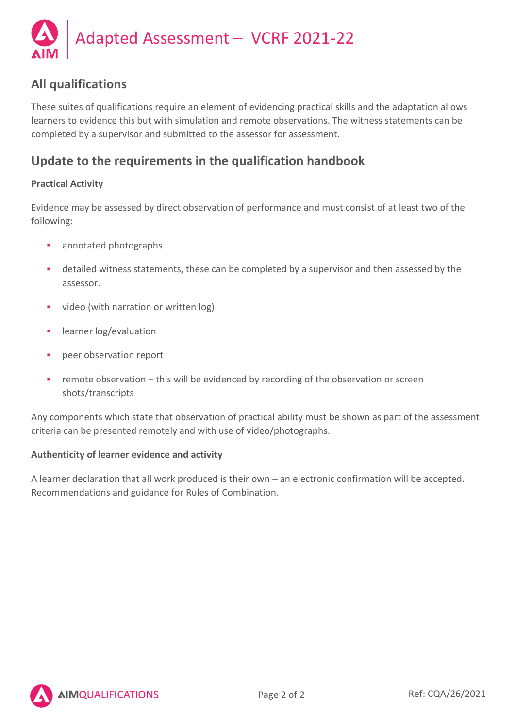# Adapted Assessment – VCRF 2021-22

## All qualifications

These suites of qualifications require an element of evidencing practical skills and the adaptation allows learners to evidence this but with simulation and remote observations. The witness statements can be completed by a supervisor and submitted to the assessor for assessment.

## Update to the requirements in the qualification handbook

**Practical Activity**

Evidence may be assessed by direct observation of performance and must consist of at least two of the following:

- annotated photographs
- detailed witness statements, these can be completed by a supervisor and then assessed by the assessor.
- video (with narration or written log)
- learner log/evaluation
- peer observation report
- remote observation – this will be evidenced by recording of the observation or screen shots/transcripts

Any components which state that observation of practical ability must be shown as part of the assessment criteria can be presented remotely and with use of video/photographs.

**Authenticity of learner evidence and activity**

A learner declaration that all work produced is their own – an electronic confirmation will be accepted. Recommendations and guidance for Rules of Combination.

Ref: CQA/26/2021